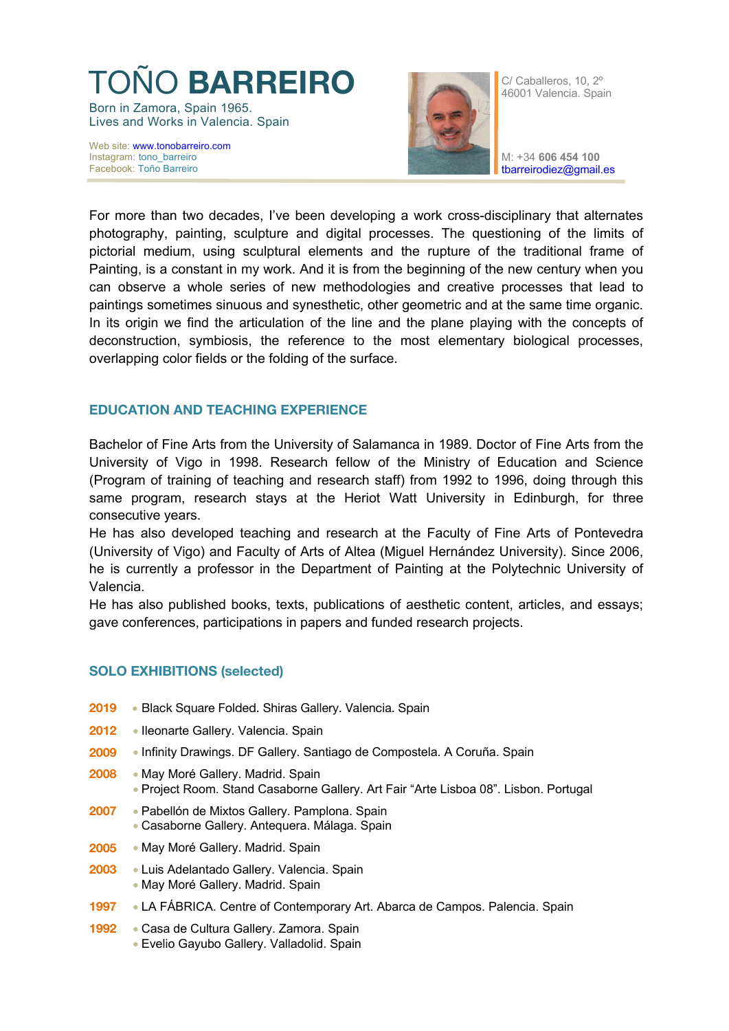# TOÑO **BARREIRO**

Born in Zamora, Spain 1965.
Lives and Works in Valencia. Spain

Web site: www.tonobarreiro.com
Instagram: tono_barreiro
Facebook: Toño Barreiro

C/ Caballeros, 10, 2º
46001 Valencia. Spain

M: +34 **606 454 100**
tbarreirodiez@gmail.es

For more than two decades, I've been developing a work cross-disciplinary that alternates photography, painting, sculpture and digital processes. The questioning of the limits of pictorial medium, using sculptural elements and the rupture of the traditional frame of Painting, is a constant in my work. And it is from the beginning of the new century when you can observe a whole series of new methodologies and creative processes that lead to paintings sometimes sinuous and synesthetic, other geometric and at the same time organic. In its origin we find the articulation of the line and the plane playing with the concepts of deconstruction, symbiosis, the reference to the most elementary biological processes, overlapping color fields or the folding of the surface.

## EDUCATION AND TEACHING EXPERIENCE

Bachelor of Fine Arts from the University of Salamanca in 1989. Doctor of Fine Arts from the University of Vigo in 1998. Research fellow of the Ministry of Education and Science (Program of training of teaching and research staff) from 1992 to 1996, doing through this same program, research stays at the Heriot Watt University in Edinburgh, for three consecutive years.
He has also developed teaching and research at the Faculty of Fine Arts of Pontevedra (University of Vigo) and Faculty of Arts of Altea (Miguel Hernández University). Since 2006, he is currently a professor in the Department of Painting at the Polytechnic University of Valencia.
He has also published books, texts, publications of aesthetic content, articles, and essays; gave conferences, participations in papers and funded research projects.

## SOLO EXHIBITIONS (selected)

**2019**
- Black Square Folded. Shiras Gallery. Valencia. Spain

**2012**
- Ileonarte Gallery. Valencia. Spain

**2009**
- Infinity Drawings. DF Gallery. Santiago de Compostela. A Coruña. Spain

**2008**
- May Moré Gallery. Madrid. Spain
- Project Room. Stand Casaborne Gallery. Art Fair "Arte Lisboa 08". Lisbon. Portugal

**2007**
- Pabellón de Mixtos Gallery. Pamplona. Spain
- Casaborne Gallery. Antequera. Málaga. Spain

**2005**
- May Moré Gallery. Madrid. Spain

**2003**
- Luis Adelantado Gallery. Valencia. Spain
- May Moré Gallery. Madrid. Spain

**1997**
- LA FÁBRICA. Centre of Contemporary Art. Abarca de Campos. Palencia. Spain

**1992**
- Casa de Cultura Gallery. Zamora. Spain
- Evelio Gayubo Gallery. Valladolid. Spain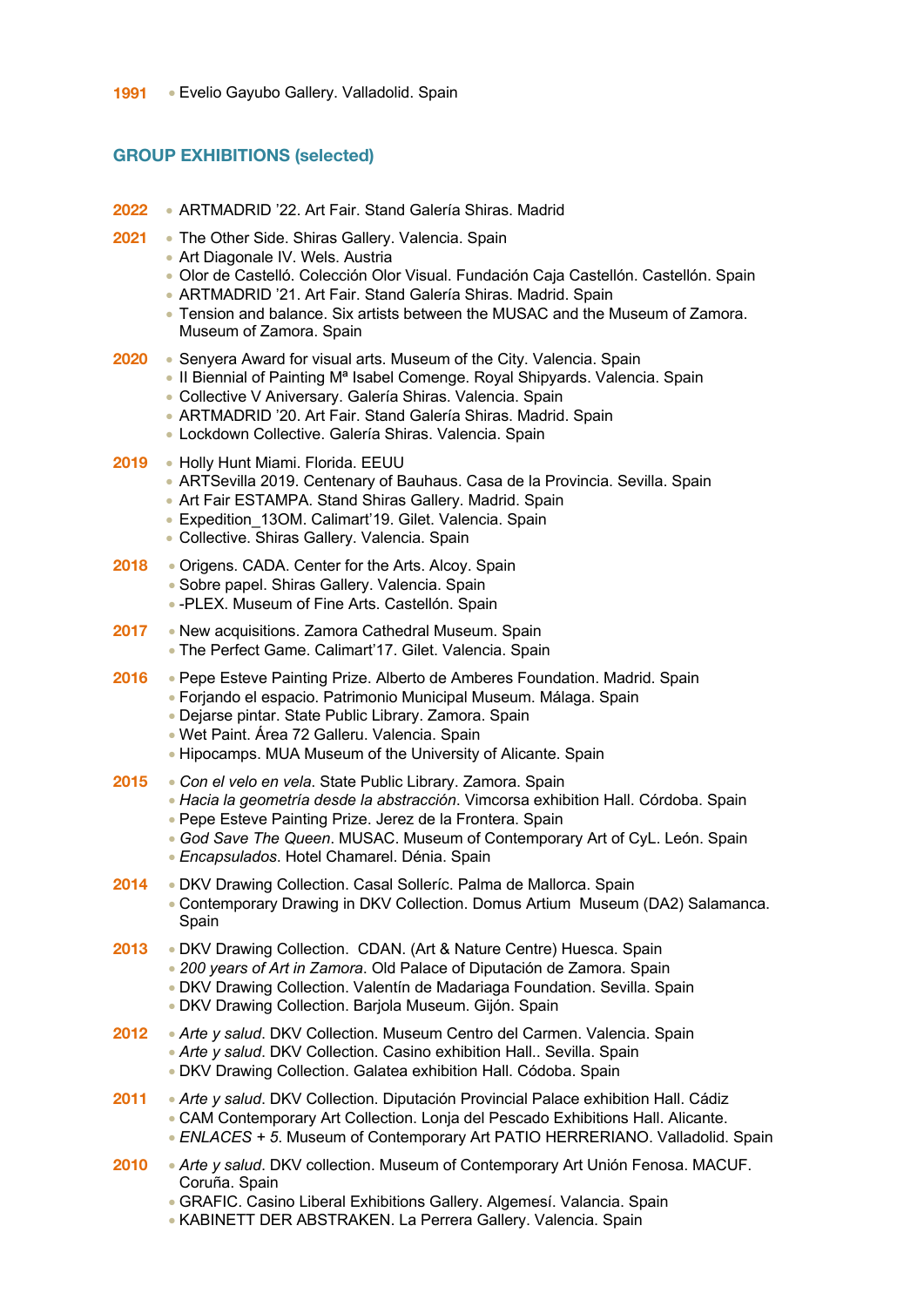**1991**
- Evelio Gayubo Gallery. Valladolid. Spain

## GROUP EXHIBITIONS (selected)

**2022**
- ARTMADRID '22. Art Fair. Stand Galería Shiras. Madrid

**2021**
- The Other Side. Shiras Gallery. Valencia. Spain
- Art Diagonale IV. Wels. Austria
- Olor de Castelló. Colección Olor Visual. Fundación Caja Castellón. Castellón. Spain
- ARTMADRID '21. Art Fair. Stand Galería Shiras. Madrid. Spain
- Tension and balance. Six artists between the MUSAC and the Museum of Zamora. Museum of Zamora. Spain

**2020**
- Senyera Award for visual arts. Museum of the City. Valencia. Spain
- II Biennial of Painting Mª Isabel Comenge. Royal Shipyards. Valencia. Spain
- Collective V Aniversary. Galería Shiras. Valencia. Spain
- ARTMADRID '20. Art Fair. Stand Galería Shiras. Madrid. Spain
- Lockdown Collective. Galería Shiras. Valencia. Spain

**2019**
- Holly Hunt Miami. Florida. EEUU
- ARTSevilla 2019. Centenary of Bauhaus. Casa de la Provincia. Sevilla. Spain
- Art Fair ESTAMPA. Stand Shiras Gallery. Madrid. Spain
- Expedition_13OM. Calimart'19. Gilet. Valencia. Spain
- Collective. Shiras Gallery. Valencia. Spain

**2018**
- Origens. CADA. Center for the Arts. Alcoy. Spain
- Sobre papel. Shiras Gallery. Valencia. Spain
- -PLEX. Museum of Fine Arts. Castellón. Spain

**2017**
- New acquisitions. Zamora Cathedral Museum. Spain
- The Perfect Game. Calimart'17. Gilet. Valencia. Spain

**2016**
- Pepe Esteve Painting Prize. Alberto de Amberes Foundation. Madrid. Spain
- Forjando el espacio. Patrimonio Municipal Museum. Málaga. Spain
- Dejarse pintar. State Public Library. Zamora. Spain
- Wet Paint. Área 72 Galleru. Valencia. Spain
- Hipocamps. MUA Museum of the University of Alicante. Spain

**2015**
- *Con el velo en vela*. State Public Library. Zamora. Spain
- *Hacia la geometría desde la abstracción*. Vimcorsa exhibition Hall. Córdoba. Spain
- Pepe Esteve Painting Prize. Jerez de la Frontera. Spain
- *God Save The Queen*. MUSAC. Museum of Contemporary Art of CyL. León. Spain
- *Encapsulados*. Hotel Chamarel. Dénia. Spain

**2014**
- DKV Drawing Collection. Casal Solleríc. Palma de Mallorca. Spain
- Contemporary Drawing in DKV Collection. Domus Artium Museum (DA2) Salamanca. Spain

**2013**
- DKV Drawing Collection. CDAN. (Art & Nature Centre) Huesca. Spain
- *200 years of Art in Zamora*. Old Palace of Diputación de Zamora. Spain
- DKV Drawing Collection. Valentín de Madariaga Foundation. Sevilla. Spain
- DKV Drawing Collection. Barjola Museum. Gijón. Spain

**2012**
- *Arte y salud*. DKV Collection. Museum Centro del Carmen. Valencia. Spain
- *Arte y salud*. DKV Collection. Casino exhibition Hall.. Sevilla. Spain
- DKV Drawing Collection. Galatea exhibition Hall. Códoba. Spain

**2011**
- *Arte y salud*. DKV Collection. Diputación Provincial Palace exhibition Hall. Cádiz
- CAM Contemporary Art Collection. Lonja del Pescado Exhibitions Hall. Alicante.
- *ENLACES + 5*. Museum of Contemporary Art PATIO HERRERIANO. Valladolid. Spain

**2010**
- *Arte y salud*. DKV collection. Museum of Contemporary Art Unión Fenosa. MACUF. Coruña. Spain
- GRAFIC. Casino Liberal Exhibitions Gallery. Algemesí. Valancia. Spain
- KABINETT DER ABSTRAKEN. La Perrera Gallery. Valencia. Spain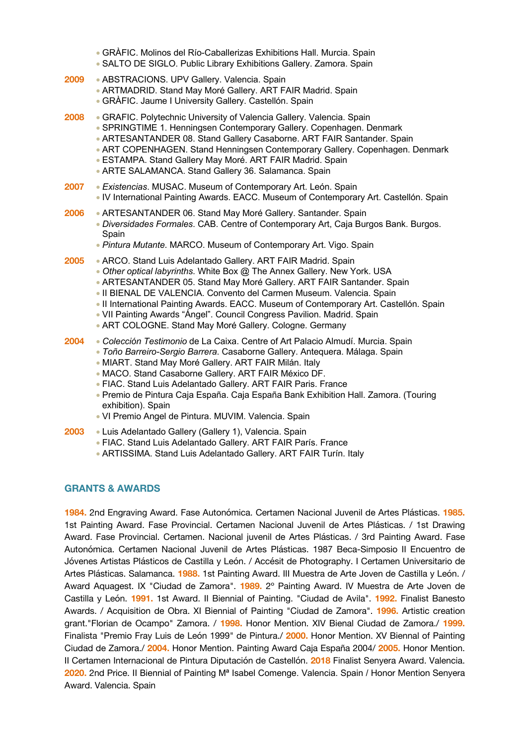- GRÀFIC. Molinos del Río-Caballerizas Exhibitions Hall. Murcia. Spain
- SALTO DE SIGLO. Public Library Exhibitions Gallery. Zamora. Spain

**2009**
- ABSTRACIONS. UPV Gallery. Valencia. Spain
- ARTMADRID. Stand May Moré Gallery. ART FAIR Madrid. Spain
- GRÀFIC. Jaume I University Gallery. Castellón. Spain

**2008**
- GRAFIC. Polytechnic University of Valencia Gallery. Valencia. Spain
- SPRINGTIME 1. Henningsen Contemporary Gallery. Copenhagen. Denmark
- ARTESANTANDER 08. Stand Gallery Casaborne. ART FAIR Santander. Spain
- ART COPENHAGEN. Stand Henningsen Contemporary Gallery. Copenhagen. Denmark
- ESTAMPA. Stand Gallery May Moré. ART FAIR Madrid. Spain
- ARTE SALAMANCA. Stand Gallery 36. Salamanca. Spain

**2007**
- *Existencias*. MUSAC. Museum of Contemporary Art. León. Spain
- IV International Painting Awards. EACC. Museum of Contemporary Art. Castellón. Spain

**2006**
- ARTESANTANDER 06. Stand May Moré Gallery. Santander. Spain
- *Diversidades Formales*. CAB. Centre of Contemporary Art, Caja Burgos Bank. Burgos. Spain
- *Pintura Mutante*. MARCO. Museum of Contemporary Art. Vigo. Spain

**2005**
- ARCO. Stand Luis Adelantado Gallery. ART FAIR Madrid. Spain
- *Other optical labyrinths*. White Box @ The Annex Gallery. New York. USA
- ARTESANTANDER 05. Stand May Moré Gallery. ART FAIR Santander. Spain
- II BIENAL DE VALENCIA. Convento del Carmen Museum. Valencia. Spain
- II International Painting Awards. EACC. Museum of Contemporary Art. Castellón. Spain
- VII Painting Awards "Ángel". Council Congress Pavilion. Madrid. Spain
- ART COLOGNE. Stand May Moré Gallery. Cologne. Germany

**2004**
- *Colección Testimonio* de La Caixa. Centre of Art Palacio Almudí. Murcia. Spain
- *Toño Barreiro-Sergio Barrera*. Casaborne Gallery. Antequera. Málaga. Spain
- MIART. Stand May Moré Gallery. ART FAIR Milán. Italy
- MACO. Stand Casaborne Gallery. ART FAIR México DF.
- FIAC. Stand Luis Adelantado Gallery. ART FAIR Paris. France
- Premio de Pintura Caja España. Caja España Bank Exhibition Hall. Zamora. (Touring exhibition). Spain
- VI Premio Angel de Pintura. MUVIM. Valencia. Spain

**2003**
- Luis Adelantado Gallery (Gallery 1), Valencia. Spain
- FIAC. Stand Luis Adelantado Gallery. ART FAIR París. France
- ARTISSIMA. Stand Luis Adelantado Gallery. ART FAIR Turín. Italy

## GRANTS & AWARDS

**1984.** 2nd Engraving Award. Fase Autonómica. Certamen Nacional Juvenil de Artes Plásticas. **1985.** 1st Painting Award. Fase Provincial. Certamen Nacional Juvenil de Artes Plásticas. / 1st Drawing Award. Fase Provincial. Certamen. Nacional juvenil de Artes Plásticas. / 3rd Painting Award. Fase Autonómica. Certamen Nacional Juvenil de Artes Plásticas. 1987 Beca-Simposio II Encuentro de Jóvenes Artistas Plásticos de Castilla y León. / Accésit de Photography. I Certamen Universitario de Artes Plásticas. Salamanca. **1988.** 1st Painting Award. III Muestra de Arte Joven de Castilla y León. / Award Aquagest. IX "Ciudad de Zamora". **1989.** 2º Painting Award. IV Muestra de Arte Joven de Castilla y León. **1991.** 1st Award. II Biennial of Painting. "Ciudad de Avila". **1992.** Finalist Banesto Awards. / Acquisition de Obra. XI Biennial of Painting "Ciudad de Zamora". **1996.** Artistic creation grant."Florian de Ocampo" Zamora. / **1998.** Honor Mention. XIV Bienal Ciudad de Zamora./ **1999.** Finalista "Premio Fray Luis de León 1999" de Pintura./ **2000.** Honor Mention. XV Biennal of Painting Ciudad de Zamora./ **2004.** Honor Mention. Painting Award Caja España 2004/ **2005.** Honor Mention. II Certamen Internacional de Pintura Diputación de Castellón. **2018** Finalist Senyera Award. Valencia. **2020.** 2nd Price. II Biennial of Painting Mª Isabel Comenge. Valencia. Spain / Honor Mention Senyera Award. Valencia. Spain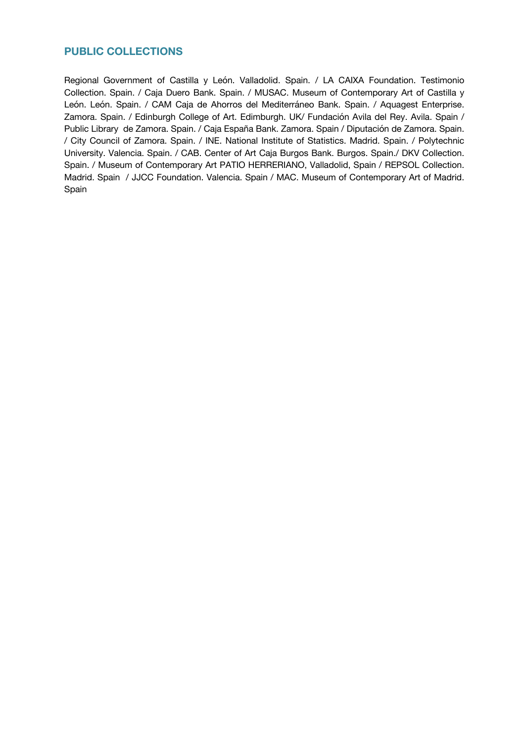## PUBLIC COLLECTIONS

Regional Government of Castilla y León. Valladolid. Spain. / LA CAIXA Foundation. Testimonio Collection. Spain. / Caja Duero Bank. Spain. / MUSAC. Museum of Contemporary Art of Castilla y León. León. Spain. / CAM Caja de Ahorros del Mediterráneo Bank. Spain. / Aquagest Enterprise. Zamora. Spain. / Edinburgh College of Art. Edimburgh. UK/ Fundación Avila del Rey. Avila. Spain / Public Library de Zamora. Spain. / Caja España Bank. Zamora. Spain / Diputación de Zamora. Spain. / City Council of Zamora. Spain. / INE. National Institute of Statistics. Madrid. Spain. / Polytechnic University. Valencia. Spain. / CAB. Center of Art Caja Burgos Bank. Burgos. Spain./ DKV Collection. Spain. / Museum of Contemporary Art PATIO HERRERIANO, Valladolid, Spain / REPSOL Collection. Madrid. Spain / JJCC Foundation. Valencia. Spain / MAC. Museum of Contemporary Art of Madrid. Spain